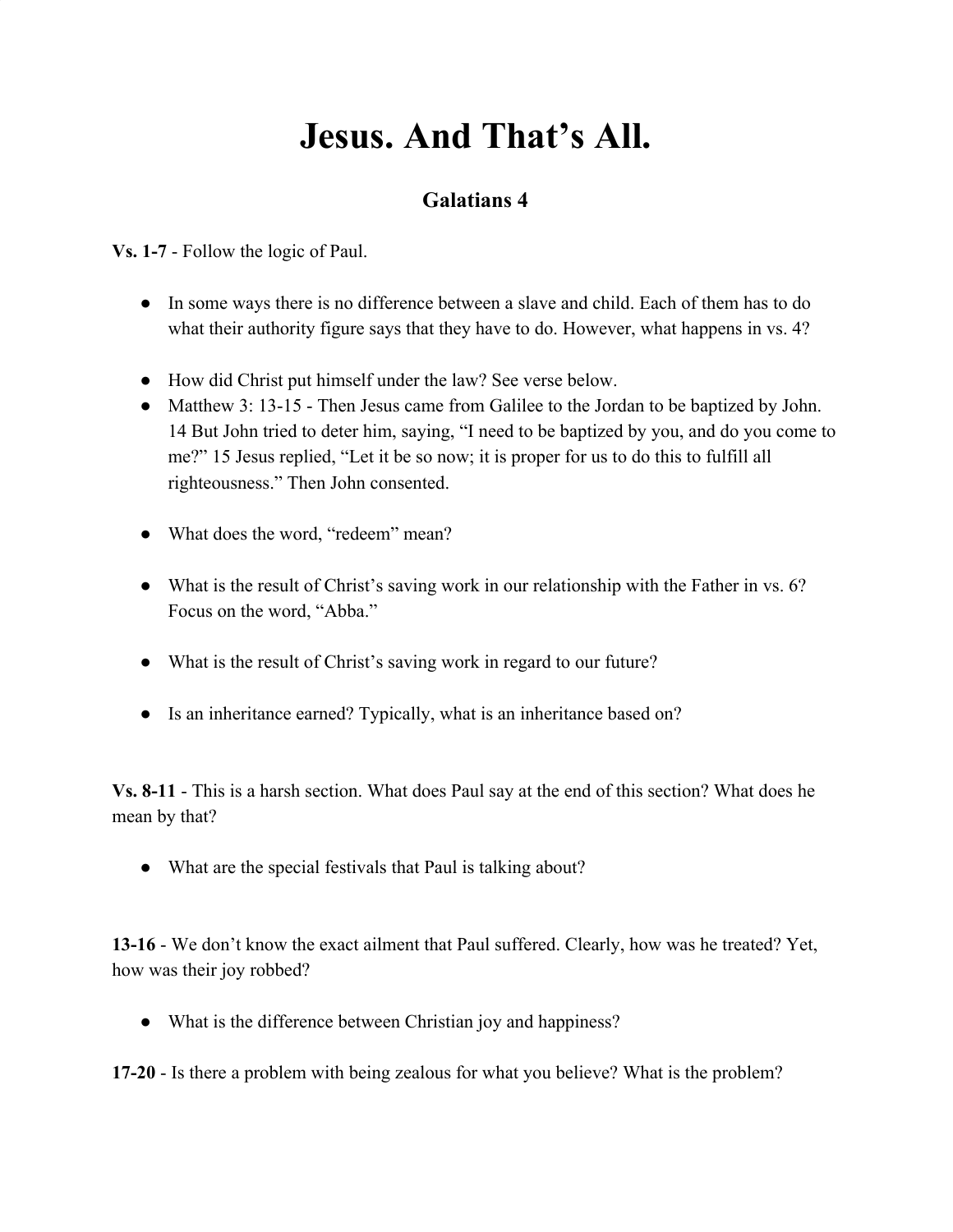# Jesus. And That's All.

## Galatians 4

**Vs. 1-7** - Follow the logic of Paul.

- In some ways there is no difference between a slave and child. Each of them has to do what their authority figure says that they have to do. However, what happens in vs. 4?

- How did Christ put himself under the law? See verse below.
- Matthew 3: 13-15 - Then Jesus came from Galilee to the Jordan to be baptized by John. 14 But John tried to deter him, saying, "I need to be baptized by you, and do you come to me?" 15 Jesus replied, "Let it be so now; it is proper for us to do this to fulfill all righteousness." Then John consented.

- What does the word, "redeem" mean?

- What is the result of Christ's saving work in our relationship with the Father in vs. 6? Focus on the word, "Abba."

- What is the result of Christ's saving work in regard to our future?

- Is an inheritance earned? Typically, what is an inheritance based on?

**Vs. 8-11** - This is a harsh section. What does Paul say at the end of this section? What does he mean by that?

- What are the special festivals that Paul is talking about?

**13-16** - We don't know the exact ailment that Paul suffered. Clearly, how was he treated? Yet, how was their joy robbed?

- What is the difference between Christian joy and happiness?

**17-20** - Is there a problem with being zealous for what you believe? What is the problem?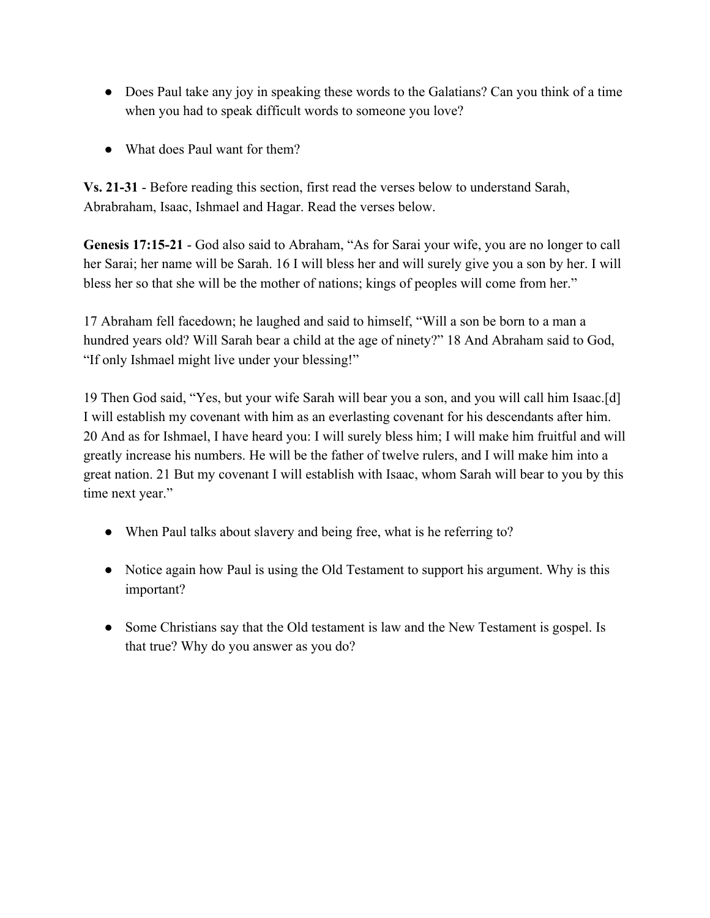- Does Paul take any joy in speaking these words to the Galatians? Can you think of a time when you had to speak difficult words to someone you love?

- What does Paul want for them?

**Vs. 21-31** - Before reading this section, first read the verses below to understand Sarah, Abrabraham, Isaac, Ishmael and Hagar. Read the verses below.

**Genesis 17:15-21** - God also said to Abraham, "As for Sarai your wife, you are no longer to call her Sarai; her name will be Sarah. 16 I will bless her and will surely give you a son by her. I will bless her so that she will be the mother of nations; kings of peoples will come from her."

17 Abraham fell facedown; he laughed and said to himself, "Will a son be born to a man a hundred years old? Will Sarah bear a child at the age of ninety?" 18 And Abraham said to God, "If only Ishmael might live under your blessing!"

19 Then God said, "Yes, but your wife Sarah will bear you a son, and you will call him Isaac.[d] I will establish my covenant with him as an everlasting covenant for his descendants after him. 20 And as for Ishmael, I have heard you: I will surely bless him; I will make him fruitful and will greatly increase his numbers. He will be the father of twelve rulers, and I will make him into a great nation. 21 But my covenant I will establish with Isaac, whom Sarah will bear to you by this time next year."

- When Paul talks about slavery and being free, what is he referring to?

- Notice again how Paul is using the Old Testament to support his argument. Why is this important?

- Some Christians say that the Old testament is law and the New Testament is gospel. Is that true? Why do you answer as you do?